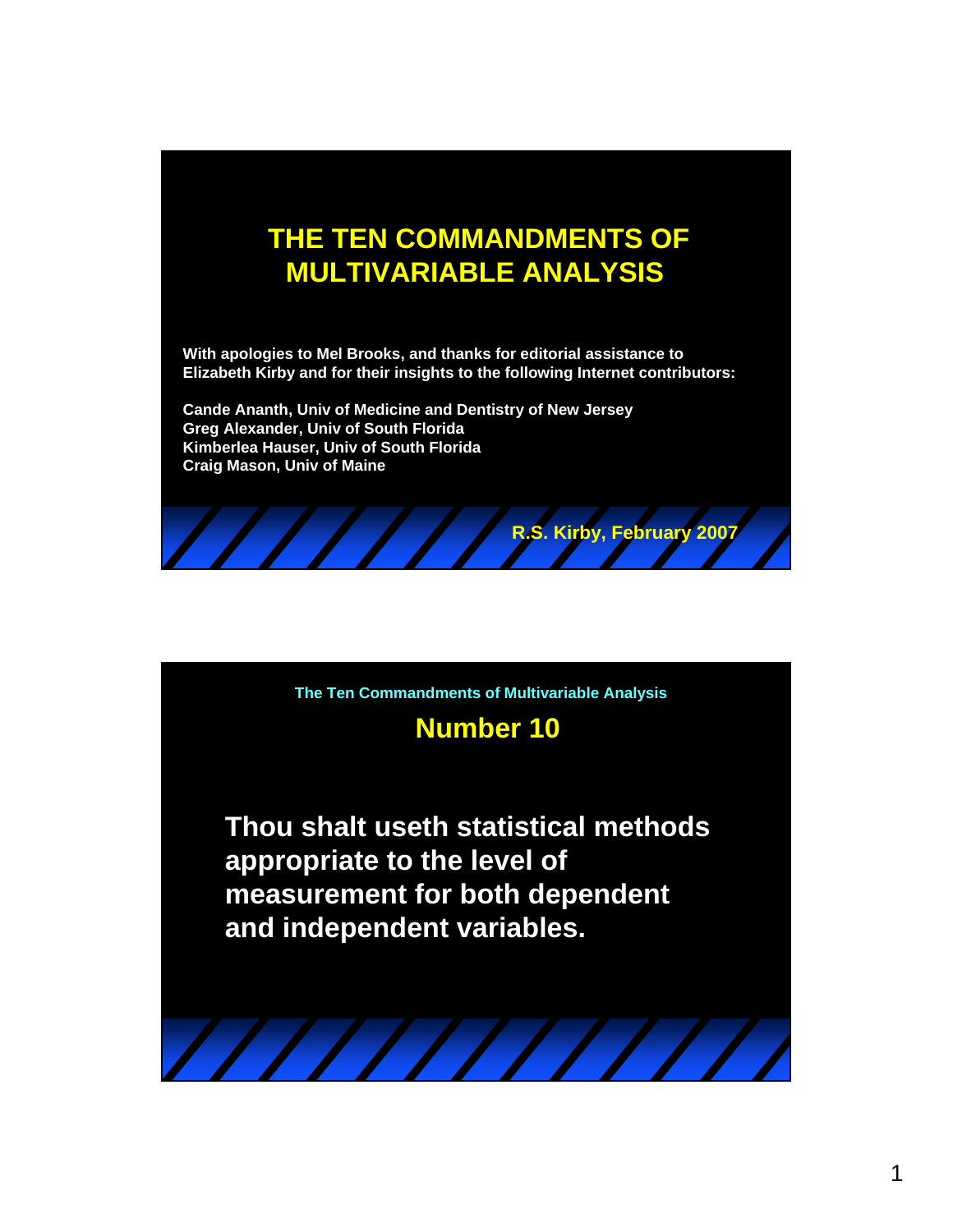# THE TEN COMMANDMENTS OF MULTIVARIABLE ANALYSIS

**With apologies to Mel Brooks, and thanks for editorial assistance to Elizabeth Kirby and for their insights to the following Internet contributors:**

**Cande Ananth, Univ of Medicine and Dentistry of New Jersey**
**Greg Alexander, Univ of South Florida**
**Kimberlea Hauser, Univ of South Florida**
**Craig Mason, Univ of Maine**

**R.S. Kirby, February 2007**

---

The Ten Commandments of Multivariable Analysis

## Number 10

**Thou shalt useth statistical methods appropriate to the level of measurement for both dependent and independent variables.**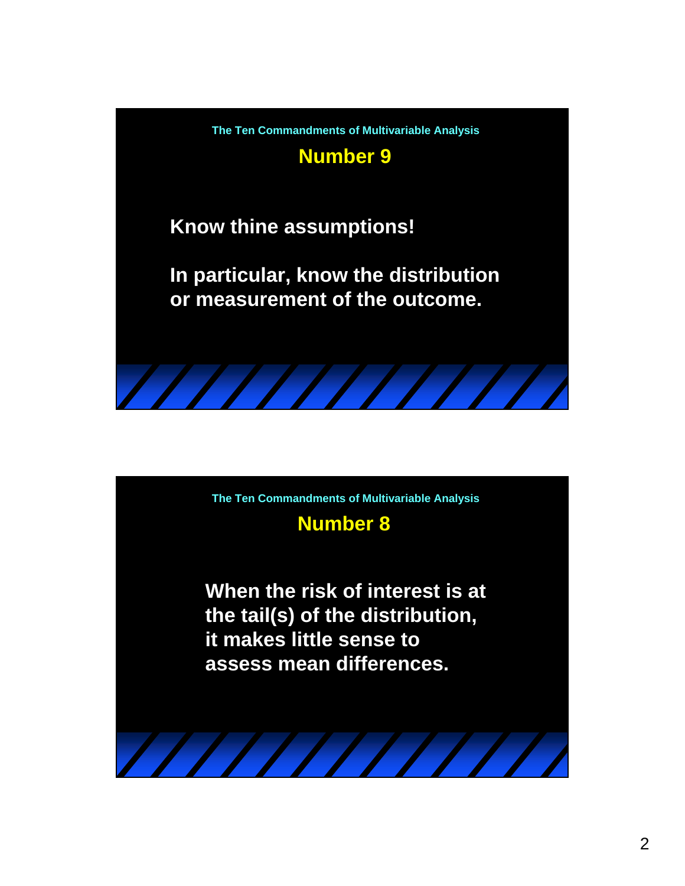The Ten Commandments of Multivariable Analysis

## Number 9

**Know thine assumptions!**

**In particular, know the distribution or measurement of the outcome.**

The Ten Commandments of Multivariable Analysis

## Number 8

**When the risk of interest is at the tail(s) of the distribution, it makes little sense to assess mean differences.**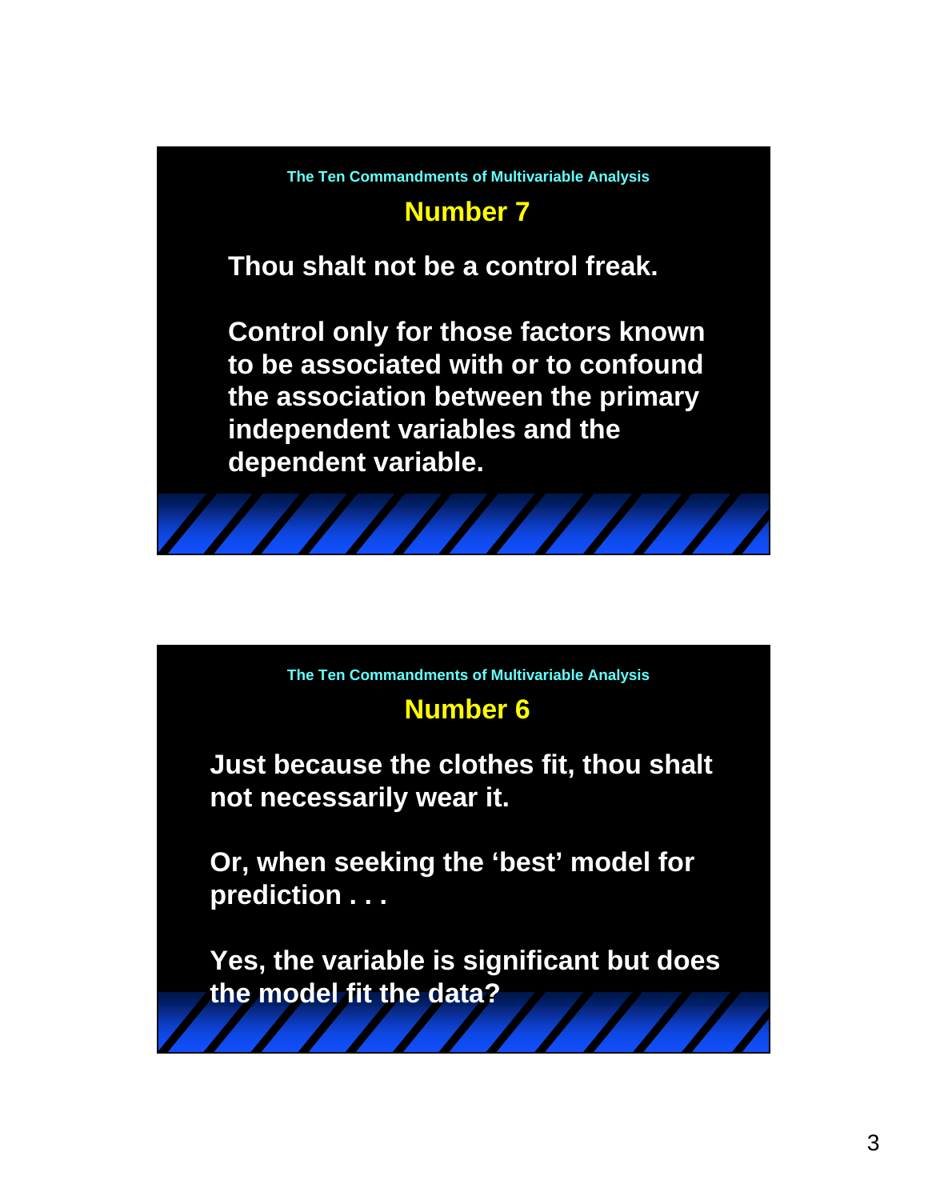The Ten Commandments of Multivariable Analysis

## Number 7

**Thou shalt not be a control freak.**

**Control only for those factors known to be associated with or to confound the association between the primary independent variables and the dependent variable.**

The Ten Commandments of Multivariable Analysis

## Number 6

**Just because the clothes fit, thou shalt not necessarily wear it.**

**Or, when seeking the 'best' model for prediction . . .**

**Yes, the variable is significant but does the model fit the data?**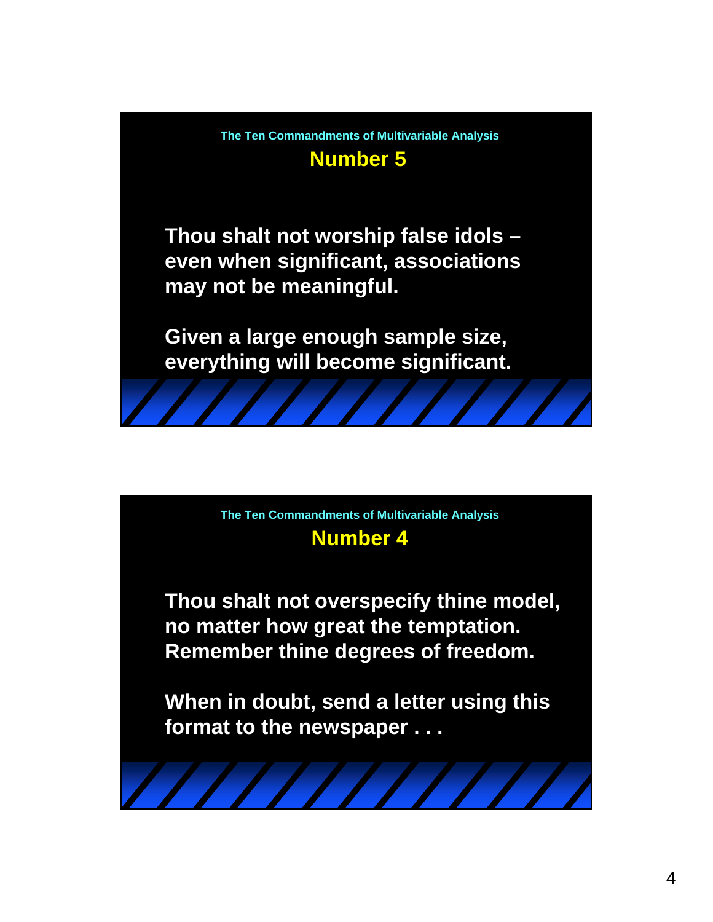The Ten Commandments of Multivariable Analysis

## Number 5

**Thou shalt not worship false idols – even when significant, associations may not be meaningful.**

**Given a large enough sample size, everything will become significant.**

The Ten Commandments of Multivariable Analysis

## Number 4

**Thou shalt not overspecify thine model, no matter how great the temptation. Remember thine degrees of freedom.**

**When in doubt, send a letter using this format to the newspaper . . .**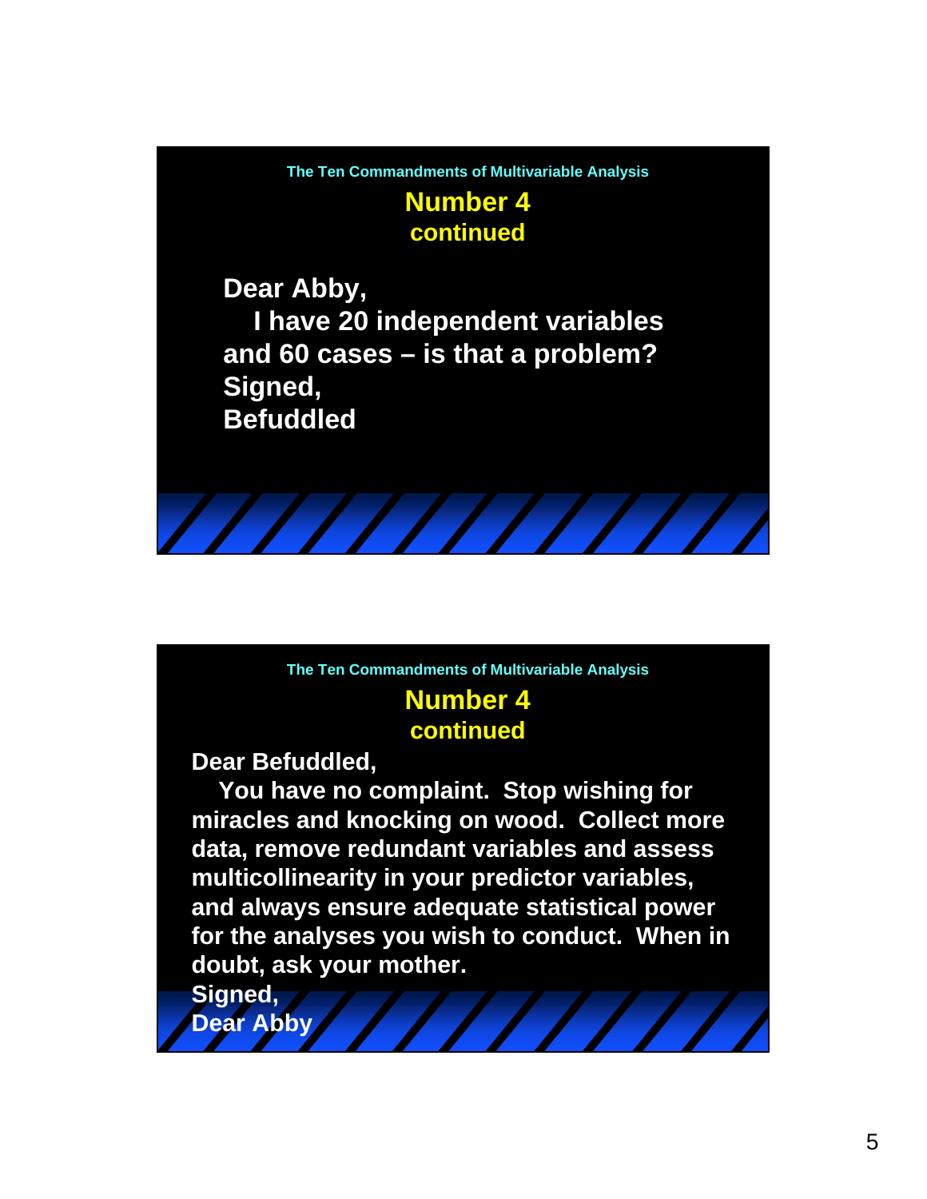The Ten Commandments of Multivariable Analysis

## Number 4
### continued

**Dear Abby,**
**I have 20 independent variables and 60 cases – is that a problem?**
**Signed,**
**Befuddled**

The Ten Commandments of Multivariable Analysis

## Number 4
### continued

**Dear Befuddled,**
**You have no complaint. Stop wishing for miracles and knocking on wood. Collect more data, remove redundant variables and assess multicollinearity in your predictor variables, and always ensure adequate statistical power for the analyses you wish to conduct. When in doubt, ask your mother.**
**Signed,**
**Dear Abby**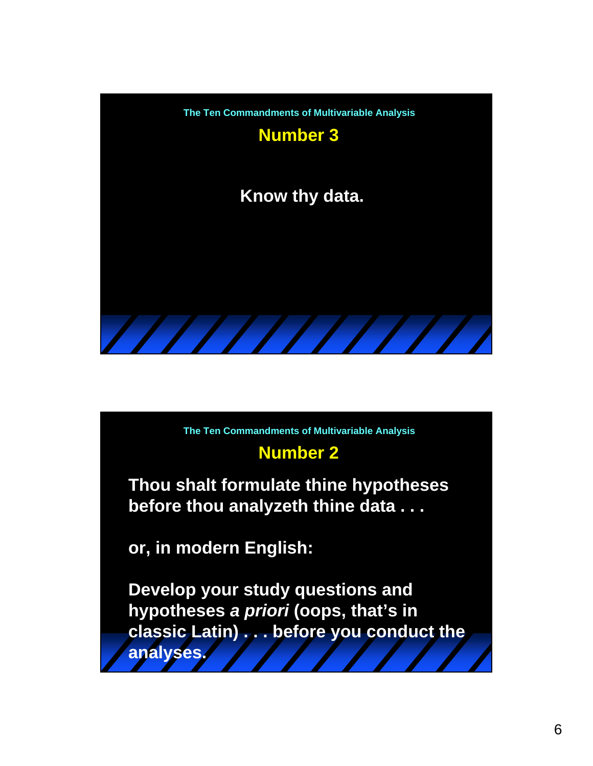The Ten Commandments of Multivariable Analysis

## Number 3

**Know thy data.**

The Ten Commandments of Multivariable Analysis

## Number 2

**Thou shalt formulate thine hypotheses before thou analyzeth thine data . . .**

**or, in modern English:**

**Develop your study questions and hypotheses *a priori* (oops, that's in classic Latin) . . . before you conduct the analyses.**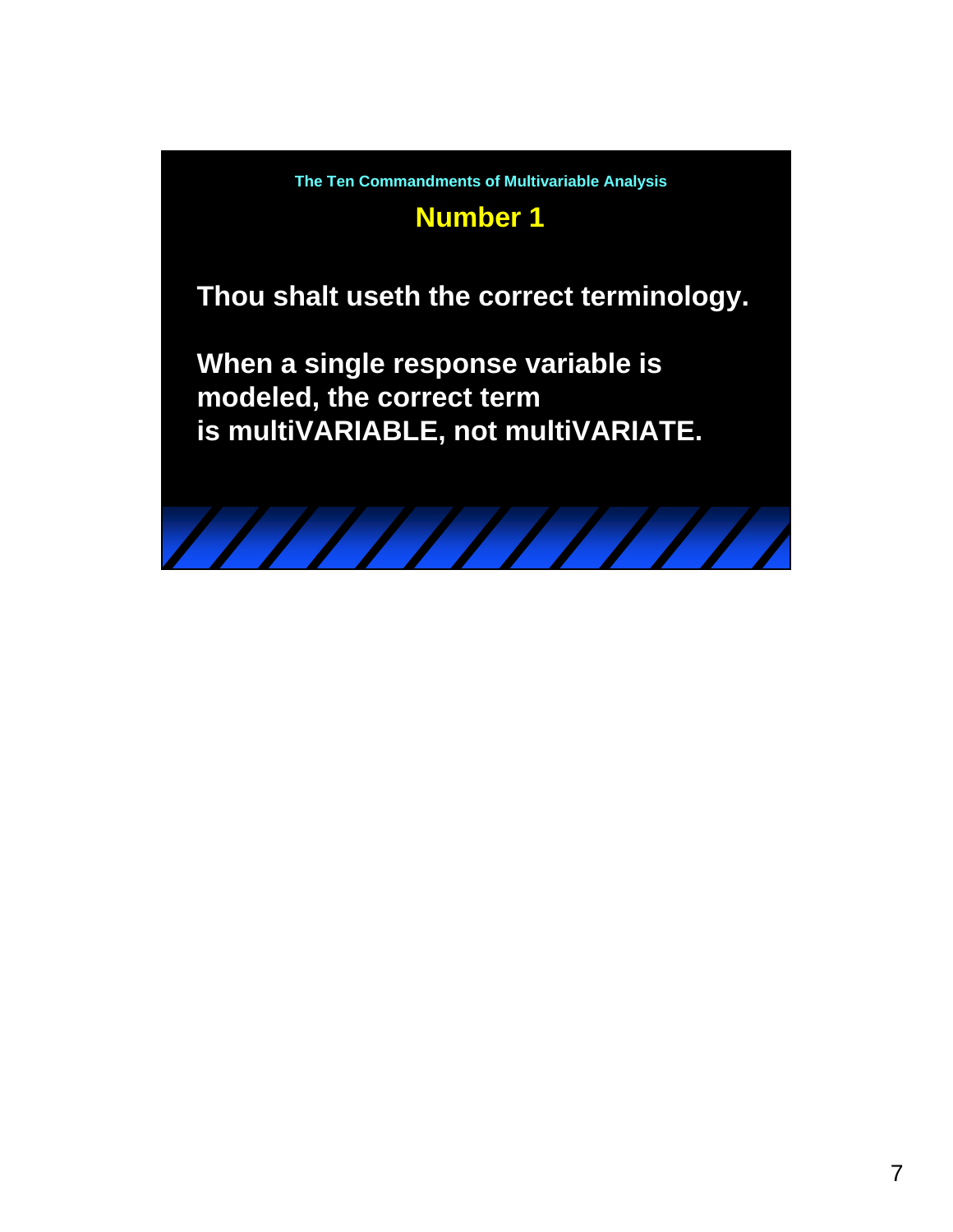The Ten Commandments of Multivariable Analysis

## Number 1

**Thou shalt useth the correct terminology.**

**When a single response variable is modeled, the correct term is multiVARIABLE, not multiVARIATE.**